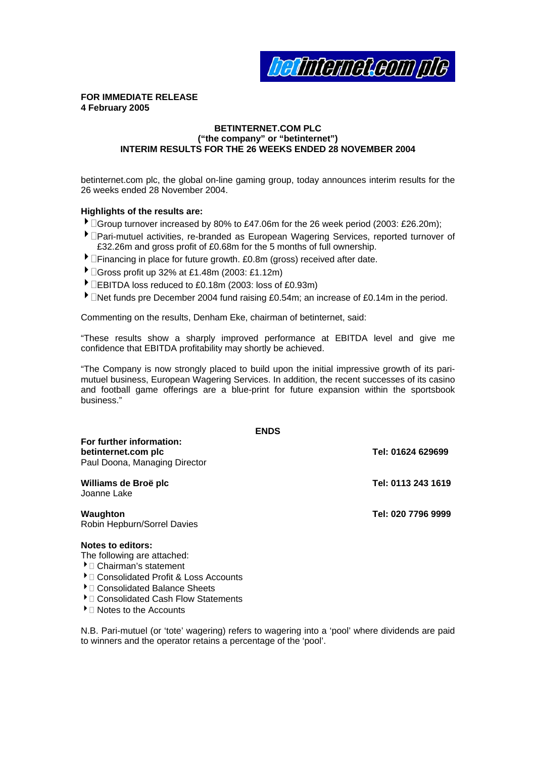betinternet.com plc

**FOR IMMEDIATE RELEASE**
**4 February 2005**

**BETINTERNET.COM PLC**
**("the company" or "betinternet")**
**INTERIM RESULTS FOR THE 26 WEEKS ENDED 28 NOVEMBER 2004**

betinternet.com plc, the global on-line gaming group, today announces interim results for the 26 weeks ended 28 November 2004.

**Highlights of the results are:**

- Group turnover increased by 80% to £47.06m for the 26 week period (2003: £26.20m);
- Pari-mutuel activities, re-branded as European Wagering Services, reported turnover of £32.26m and gross profit of £0.68m for the 5 months of full ownership.
- Financing in place for future growth. £0.8m (gross) received after date.
- Gross profit up 32% at £1.48m (2003: £1.12m)
- EBITDA loss reduced to £0.18m (2003: loss of £0.93m)
- Net funds pre December 2004 fund raising £0.54m; an increase of £0.14m in the period.

Commenting on the results, Denham Eke, chairman of betinternet, said:

"These results show a sharply improved performance at EBITDA level and give me confidence that EBITDA profitability may shortly be achieved.

"The Company is now strongly placed to build upon the initial impressive growth of its pari-mutuel business, European Wagering Services. In addition, the recent successes of its casino and football game offerings are a blue-print for future expansion within the sportsbook business."

**ENDS**

**For further information:**

| | |
|---|---|
| **betinternet.com plc**<br>Paul Doona, Managing Director | **Tel: 01624 629699** |
| **Williams de Broë plc**<br>Joanne Lake | **Tel: 0113 243 1619** |
| **Waughton**<br>Robin Hepburn/Sorrel Davies | **Tel: 020 7796 9999** |

**Notes to editors:**
The following are attached:

- Chairman's statement
- Consolidated Profit & Loss Accounts
- Consolidated Balance Sheets
- Consolidated Cash Flow Statements
- Notes to the Accounts

N.B. Pari-mutuel (or 'tote' wagering) refers to wagering into a 'pool' where dividends are paid to winners and the operator retains a percentage of the 'pool'.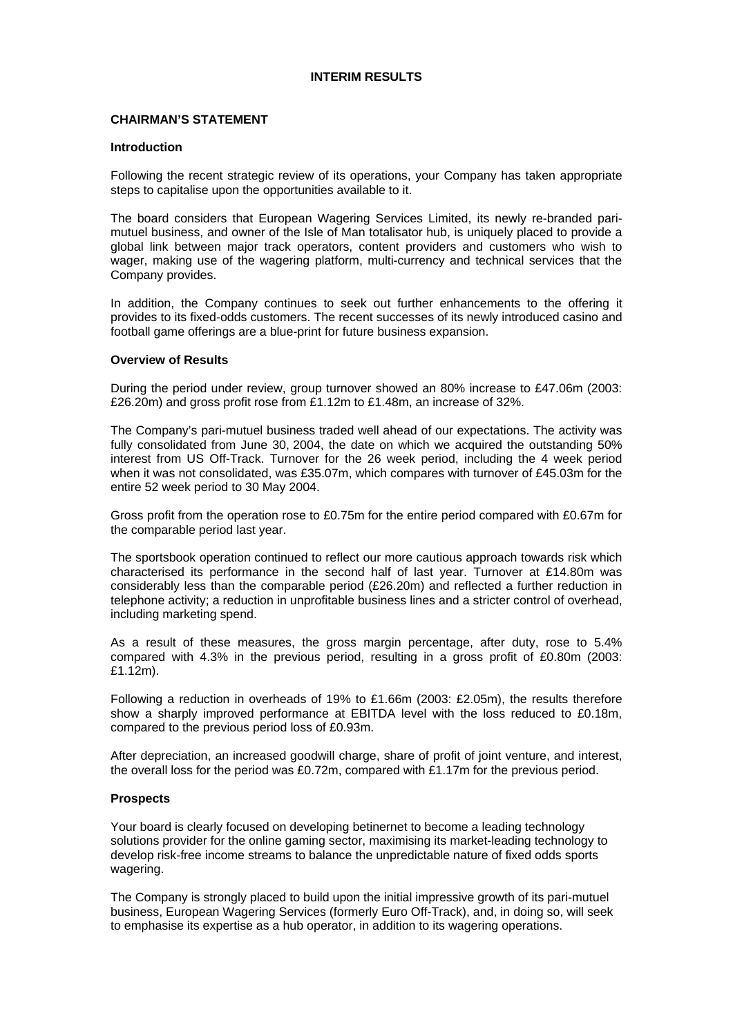# INTERIM RESULTS

## CHAIRMAN'S STATEMENT

### Introduction

Following the recent strategic review of its operations, your Company has taken appropriate steps to capitalise upon the opportunities available to it.

The board considers that European Wagering Services Limited, its newly re-branded pari-mutuel business, and owner of the Isle of Man totalisator hub, is uniquely placed to provide a global link between major track operators, content providers and customers who wish to wager, making use of the wagering platform, multi-currency and technical services that the Company provides.

In addition, the Company continues to seek out further enhancements to the offering it provides to its fixed-odds customers. The recent successes of its newly introduced casino and football game offerings are a blue-print for future business expansion.

### Overview of Results

During the period under review, group turnover showed an 80% increase to £47.06m (2003: £26.20m) and gross profit rose from £1.12m to £1.48m, an increase of 32%.

The Company's pari-mutuel business traded well ahead of our expectations. The activity was fully consolidated from June 30, 2004, the date on which we acquired the outstanding 50% interest from US Off-Track. Turnover for the 26 week period, including the 4 week period when it was not consolidated, was £35.07m, which compares with turnover of £45.03m for the entire 52 week period to 30 May 2004.

Gross profit from the operation rose to £0.75m for the entire period compared with £0.67m for the comparable period last year.

The sportsbook operation continued to reflect our more cautious approach towards risk which characterised its performance in the second half of last year. Turnover at £14.80m was considerably less than the comparable period (£26.20m) and reflected a further reduction in telephone activity; a reduction in unprofitable business lines and a stricter control of overhead, including marketing spend.

As a result of these measures, the gross margin percentage, after duty, rose to 5.4% compared with 4.3% in the previous period, resulting in a gross profit of £0.80m (2003: £1.12m).

Following a reduction in overheads of 19% to £1.66m (2003: £2.05m), the results therefore show a sharply improved performance at EBITDA level with the loss reduced to £0.18m, compared to the previous period loss of £0.93m.

After depreciation, an increased goodwill charge, share of profit of joint venture, and interest, the overall loss for the period was £0.72m, compared with £1.17m for the previous period.

### Prospects

Your board is clearly focused on developing betinernet to become a leading technology solutions provider for the online gaming sector, maximising its market-leading technology to develop risk-free income streams to balance the unpredictable nature of fixed odds sports wagering.

The Company is strongly placed to build upon the initial impressive growth of its pari-mutuel business, European Wagering Services (formerly Euro Off-Track), and, in doing so, will seek to emphasise its expertise as a hub operator, in addition to its wagering operations.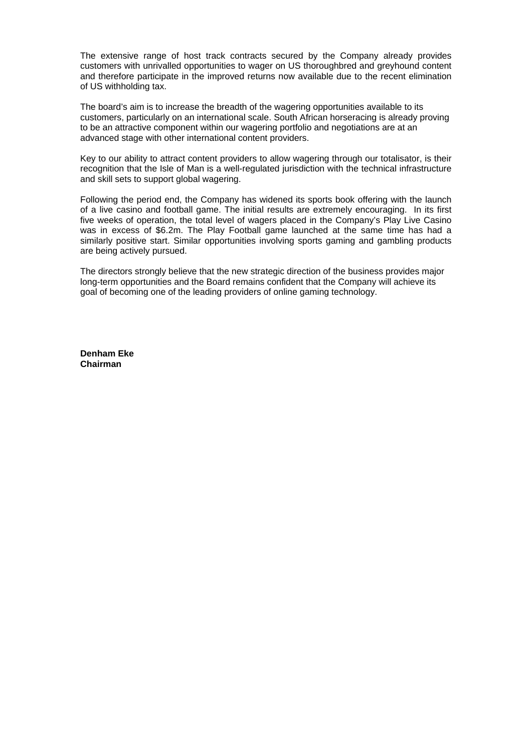The extensive range of host track contracts secured by the Company already provides customers with unrivalled opportunities to wager on US thoroughbred and greyhound content and therefore participate in the improved returns now available due to the recent elimination of US withholding tax.

The board's aim is to increase the breadth of the wagering opportunities available to its customers, particularly on an international scale. South African horseracing is already proving to be an attractive component within our wagering portfolio and negotiations are at an advanced stage with other international content providers.

Key to our ability to attract content providers to allow wagering through our totalisator, is their recognition that the Isle of Man is a well-regulated jurisdiction with the technical infrastructure and skill sets to support global wagering.

Following the period end, the Company has widened its sports book offering with the launch of a live casino and football game. The initial results are extremely encouraging. In its first five weeks of operation, the total level of wagers placed in the Company's Play Live Casino was in excess of $6.2m. The Play Football game launched at the same time has had a similarly positive start. Similar opportunities involving sports gaming and gambling products are being actively pursued.

The directors strongly believe that the new strategic direction of the business provides major long-term opportunities and the Board remains confident that the Company will achieve its goal of becoming one of the leading providers of online gaming technology.

**Denham Eke**
**Chairman**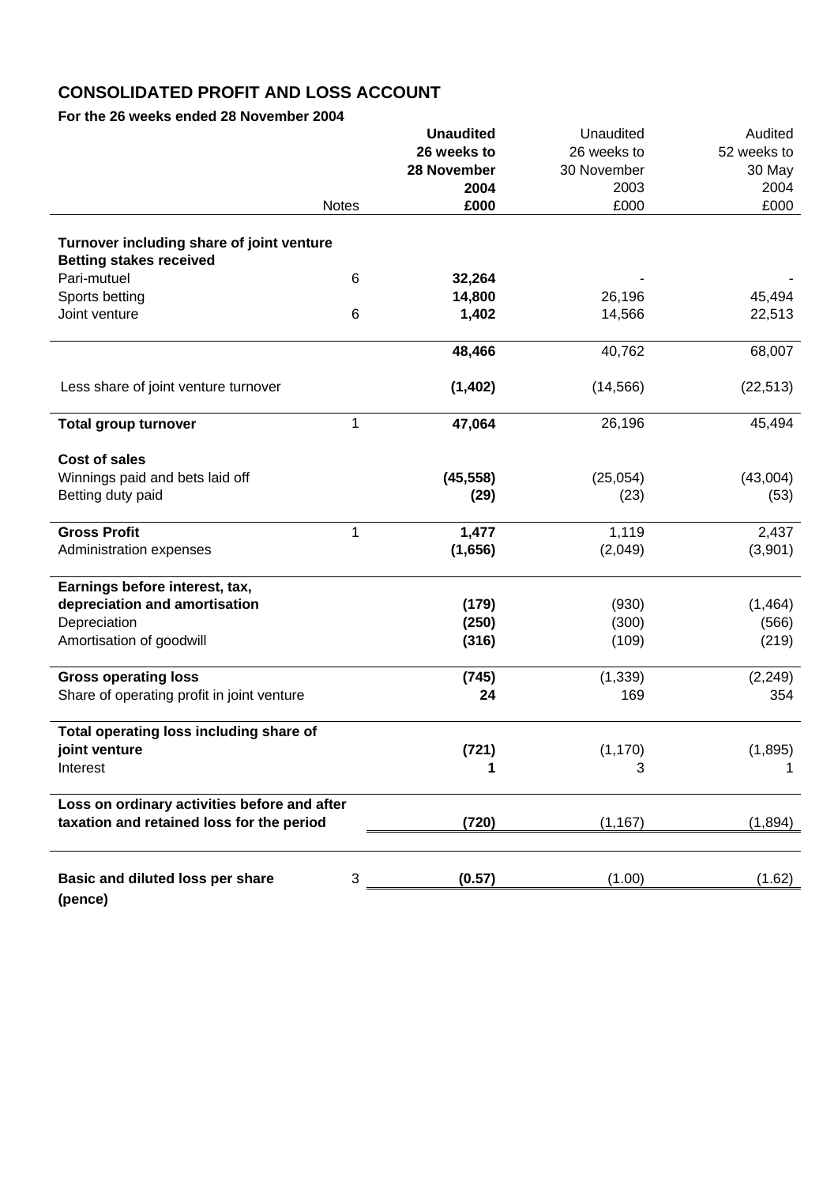## CONSOLIDATED PROFIT AND LOSS ACCOUNT

**For the 26 weeks ended 28 November 2004**

| | Notes | **Unaudited 26 weeks to 28 November 2004 £000** | Unaudited 26 weeks to 30 November 2003 £000 | Audited 52 weeks to 30 May 2004 £000 |
|---|---|---|---|---|
| **Turnover including share of joint venture** | | | | |
| **Betting stakes received** | | | | |
| Pari-mutuel | 6 | **32,264** | - | - |
| Sports betting | | **14,800** | 26,196 | 45,494 |
| Joint venture | 6 | **1,402** | 14,566 | 22,513 |
| | | **48,466** | 40,762 | 68,007 |
| Less share of joint venture turnover | | **(1,402)** | (14,566) | (22,513) |
| **Total group turnover** | 1 | **47,064** | 26,196 | 45,494 |
| **Cost of sales** | | | | |
| Winnings paid and bets laid off | | **(45,558)** | (25,054) | (43,004) |
| Betting duty paid | | **(29)** | (23) | (53) |
| **Gross Profit** | 1 | **1,477** | 1,119 | 2,437 |
| Administration expenses | | **(1,656)** | (2,049) | (3,901) |
| **Earnings before interest, tax, depreciation and amortisation** | | **(179)** | (930) | (1,464) |
| Depreciation | | **(250)** | (300) | (566) |
| Amortisation of goodwill | | **(316)** | (109) | (219) |
| **Gross operating loss** | | **(745)** | (1,339) | (2,249) |
| Share of operating profit in joint venture | | **24** | 169 | 354 |
| **Total operating loss including share of joint venture** | | **(721)** | (1,170) | (1,895) |
| Interest | | **1** | 3 | 1 |
| **Loss on ordinary activities before and after taxation and retained loss for the period** | | **(720)** | (1,167) | (1,894) |
| **Basic and diluted loss per share (pence)** | 3 | **(0.57)** | (1.00) | (1.62) |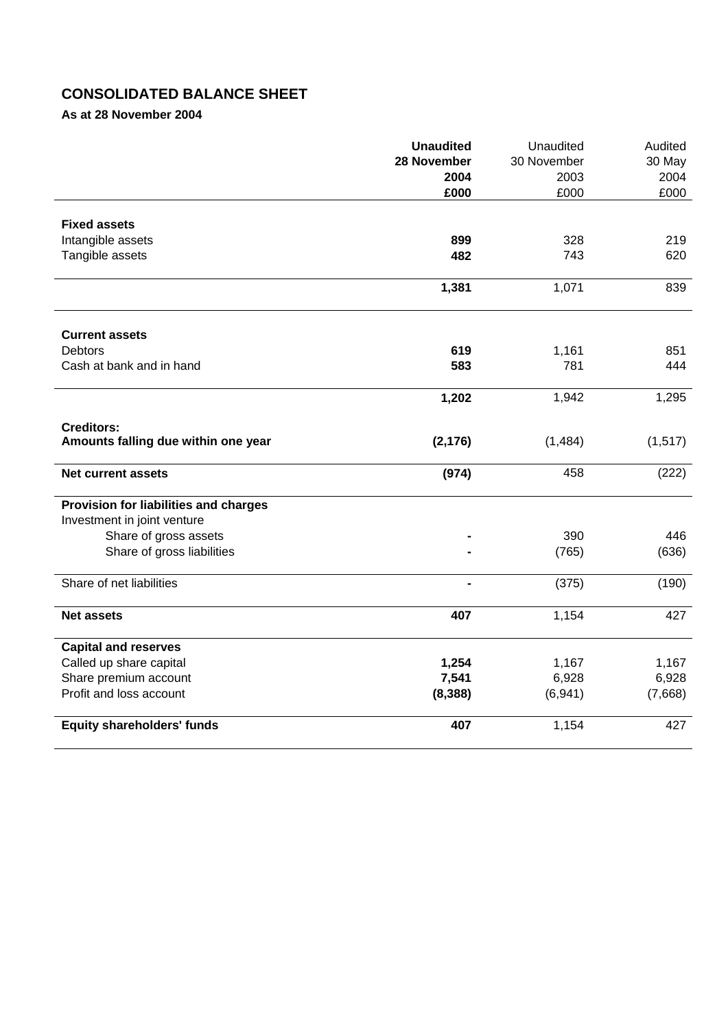# CONSOLIDATED BALANCE SHEET

**As at 28 November 2004**

| | **Unaudited 28 November 2004 £000** | Unaudited 30 November 2003 £000 | Audited 30 May 2004 £000 |
|---|---|---|---|
| **Fixed assets** | | | |
| Intangible assets | **899** | 328 | 219 |
| Tangible assets | **482** | 743 | 620 |
| | **1,381** | 1,071 | 839 |
| **Current assets** | | | |
| Debtors | **619** | 1,161 | 851 |
| Cash at bank and in hand | **583** | 781 | 444 |
| | **1,202** | 1,942 | 1,295 |
| **Creditors:** **Amounts falling due within one year** | **(2,176)** | (1,484) | (1,517) |
| **Net current assets** | **(974)** | 458 | (222) |
| **Provision for liabilities and charges** | | | |
| Investment in joint venture | | | |
| Share of gross assets | **-** | 390 | 446 |
| Share of gross liabilities | **-** | (765) | (636) |
| Share of net liabilities | **-** | (375) | (190) |
| **Net assets** | **407** | 1,154 | 427 |
| **Capital and reserves** | | | |
| Called up share capital | **1,254** | 1,167 | 1,167 |
| Share premium account | **7,541** | 6,928 | 6,928 |
| Profit and loss account | **(8,388)** | (6,941) | (7,668) |
| **Equity shareholders' funds** | **407** | 1,154 | 427 |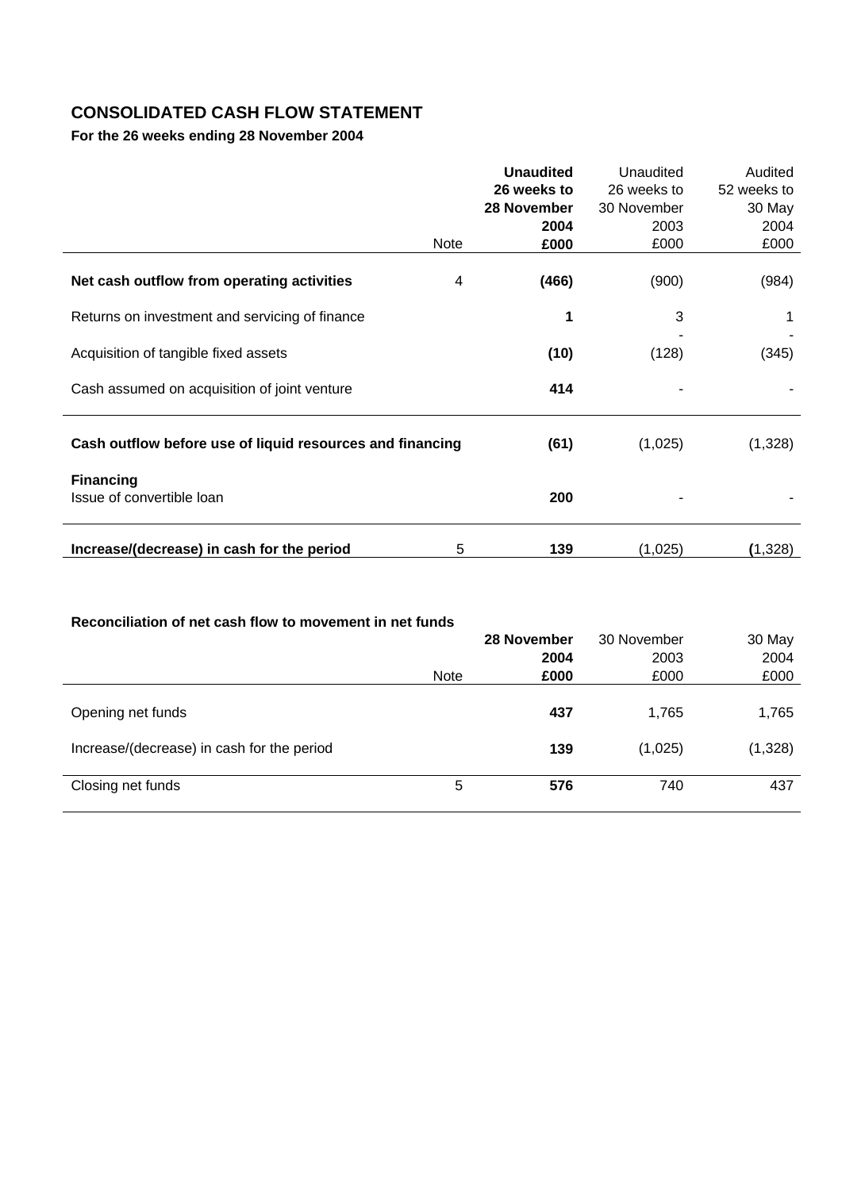# CONSOLIDATED CASH FLOW STATEMENT

**For the 26 weeks ending 28 November 2004**

| | Note | **Unaudited 26 weeks to 28 November 2004 £000** | Unaudited 26 weeks to 30 November 2003 £000 | Audited 52 weeks to 30 May 2004 £000 |
|---|---|---|---|---|
| **Net cash outflow from operating activities** | 4 | **(466)** | (900) | (984) |
| Returns on investment and servicing of finance | | **1** | 3 | 1 |
| Acquisition of tangible fixed assets | | **(10)** | (128) | (345) |
| Cash assumed on acquisition of joint venture | | **414** | - | - |
| **Cash outflow before use of liquid resources and financing** | | **(61)** | (1,025) | (1,328) |
| **Financing** | | | | |
| Issue of convertible loan | | **200** | - | - |
| **Increase/(decrease) in cash for the period** | 5 | **139** | (1,025) | (1,328) |

**Reconciliation of net cash flow to movement in net funds**

| | Note | **28 November 2004 £000** | 30 November 2003 £000 | 30 May 2004 £000 |
|---|---|---|---|---|
| Opening net funds | | **437** | 1,765 | 1,765 |
| Increase/(decrease) in cash for the period | | **139** | (1,025) | (1,328) |
| Closing net funds | 5 | **576** | 740 | 437 |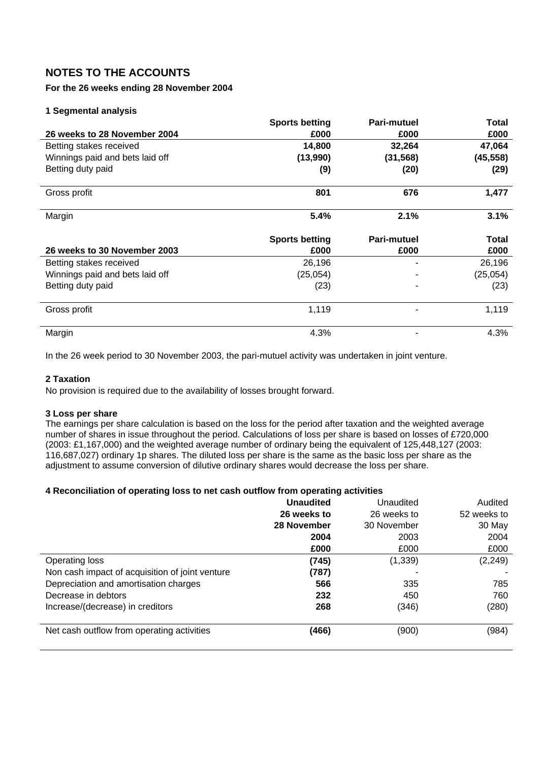# NOTES TO THE ACCOUNTS

**For the 26 weeks ending 28 November 2004**

### 1 Segmental analysis

| 26 weeks to 28 November 2004 | Sports betting £000 | Pari-mutuel £000 | Total £000 |
|---|---|---|---|
| Betting stakes received | **14,800** | **32,264** | **47,064** |
| Winnings paid and bets laid off | **(13,990)** | **(31,568)** | **(45,558)** |
| Betting duty paid | **(9)** | **(20)** | **(29)** |
| Gross profit | **801** | **676** | **1,477** |
| Margin | **5.4%** | **2.1%** | **3.1%** |

| 26 weeks to 30 November 2003 | Sports betting £000 | Pari-mutuel £000 | Total £000 |
|---|---|---|---|
| Betting stakes received | 26,196 | - | 26,196 |
| Winnings paid and bets laid off | (25,054) | - | (25,054) |
| Betting duty paid | (23) | - | (23) |
| Gross profit | 1,119 | - | 1,119 |
| Margin | 4.3% | - | 4.3% |

In the 26 week period to 30 November 2003, the pari-mutuel activity was undertaken in joint venture.

### 2 Taxation

No provision is required due to the availability of losses brought forward.

### 3 Loss per share

The earnings per share calculation is based on the loss for the period after taxation and the weighted average number of shares in issue throughout the period. Calculations of loss per share is based on losses of £720,000 (2003: £1,167,000) and the weighted average number of ordinary being the equivalent of 125,448,127 (2003: 116,687,027) ordinary 1p shares. The diluted loss per share is the same as the basic loss per share as the adjustment to assume conversion of dilutive ordinary shares would decrease the loss per share.

### 4 Reconciliation of operating loss to net cash outflow from operating activities

| | **Unaudited 26 weeks to 28 November 2004 £000** | Unaudited 26 weeks to 30 November 2003 £000 | Audited 52 weeks to 30 May 2004 £000 |
|---|---|---|---|
| Operating loss | **(745)** | (1,339) | (2,249) |
| Non cash impact of acquisition of joint venture | **(787)** | - | - |
| Depreciation and amortisation charges | **566** | 335 | 785 |
| Decrease in debtors | **232** | 450 | 760 |
| Increase/(decrease) in creditors | **268** | (346) | (280) |
| Net cash outflow from operating activities | **(466)** | (900) | (984) |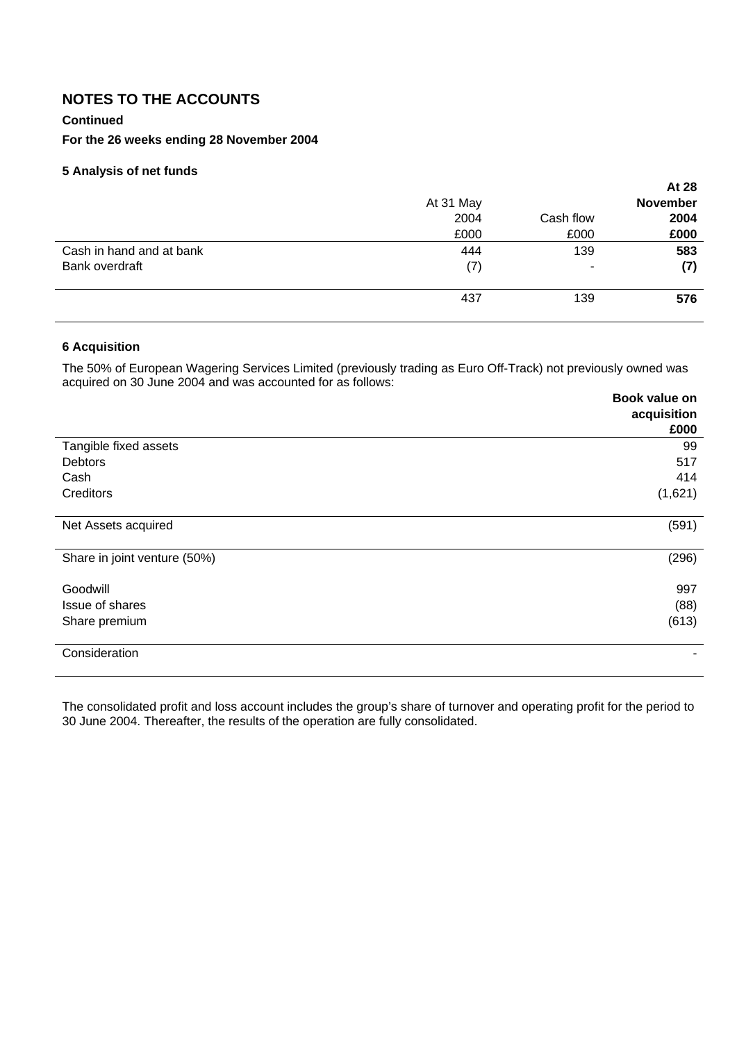# NOTES TO THE ACCOUNTS

**Continued**

**For the 26 weeks ending 28 November 2004**

### 5 Analysis of net funds

| | At 31 May 2004 £000 | Cash flow £000 | **At 28 November 2004 £000** |
|---|---|---|---|
| Cash in hand and at bank | 444 | 139 | **583** |
| Bank overdraft | (7) | - | **(7)** |
| | 437 | 139 | **576** |

### 6 Acquisition

The 50% of European Wagering Services Limited (previously trading as Euro Off-Track) not previously owned was acquired on 30 June 2004 and was accounted for as follows:

| | **Book value on acquisition £000** |
|---|---|
| Tangible fixed assets | 99 |
| Debtors | 517 |
| Cash | 414 |
| Creditors | (1,621) |
| Net Assets acquired | (591) |
| Share in joint venture (50%) | (296) |
| Goodwill | 997 |
| Issue of shares | (88) |
| Share premium | (613) |
| Consideration | - |

The consolidated profit and loss account includes the group's share of turnover and operating profit for the period to 30 June 2004. Thereafter, the results of the operation are fully consolidated.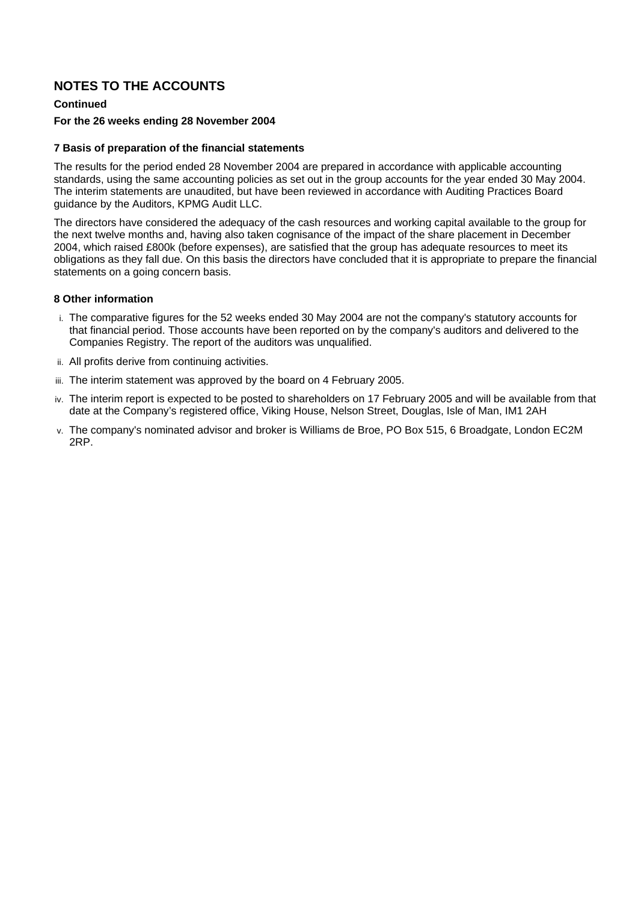## NOTES TO THE ACCOUNTS

**Continued**

**For the 26 weeks ending 28 November 2004**

### 7 Basis of preparation of the financial statements

The results for the period ended 28 November 2004 are prepared in accordance with applicable accounting standards, using the same accounting policies as set out in the group accounts for the year ended 30 May 2004. The interim statements are unaudited, but have been reviewed in accordance with Auditing Practices Board guidance by the Auditors, KPMG Audit LLC.

The directors have considered the adequacy of the cash resources and working capital available to the group for the next twelve months and, having also taken cognisance of the impact of the share placement in December 2004, which raised £800k (before expenses), are satisfied that the group has adequate resources to meet its obligations as they fall due. On this basis the directors have concluded that it is appropriate to prepare the financial statements on a going concern basis.

### 8 Other information

i. The comparative figures for the 52 weeks ended 30 May 2004 are not the company's statutory accounts for that financial period. Those accounts have been reported on by the company's auditors and delivered to the Companies Registry. The report of the auditors was unqualified.

ii. All profits derive from continuing activities.

iii. The interim statement was approved by the board on 4 February 2005.

iv. The interim report is expected to be posted to shareholders on 17 February 2005 and will be available from that date at the Company's registered office, Viking House, Nelson Street, Douglas, Isle of Man, IM1 2AH

v. The company's nominated advisor and broker is Williams de Broe, PO Box 515, 6 Broadgate, London EC2M 2RP.